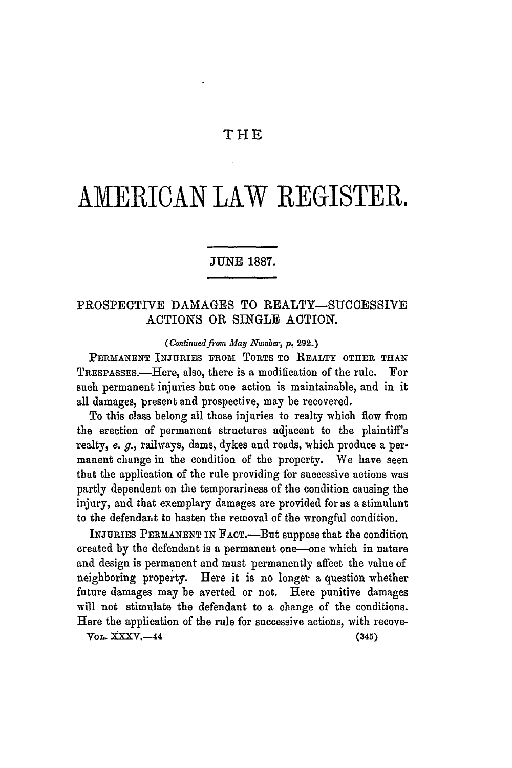# THE

# AMERICAN LAW REGISTER.

## JUNE 1887.

## PROSPECTIVE DAMAGES TO REALTY—SUCCESSIVE ACTIONS OR SINGLE ACTION.

*(Continued from May Number, p. 292.)*

PERMANENT INJURIES FROM TORTS TO REALTY OTHER THAN TRESPASSES.—Here, also, there is a modification of the rule. For such permanent injuries but one action is maintainable, and in it all damages, present and prospective, may be recovered.

To this class belong all those injuries to realty which flow from the erection of permanent structures adjacent to the plaintiff's realty, *e. g.*, railways, dams, dykes and roads, which produce a permanent change in the condition of the property. We have seen that the application of the rule providing for successive actions was partly dependent on the temporariness of the condition causing the injury, and that exemplary damages are provided for as a stimulant to the defendant to hasten the removal of the wrongful condition.

INJURIES PERMANENT IN FACT.—But suppose that the condition created by the defendant is a permanent one—one which in nature and design is permanent and must permanently affect the value of neighboring property. Here it is no longer a question whether future damages may be averted or not. Here punitive damages will not stimulate the defendant to a change of the conditions. Here the application of the rule for successive actions, with recove-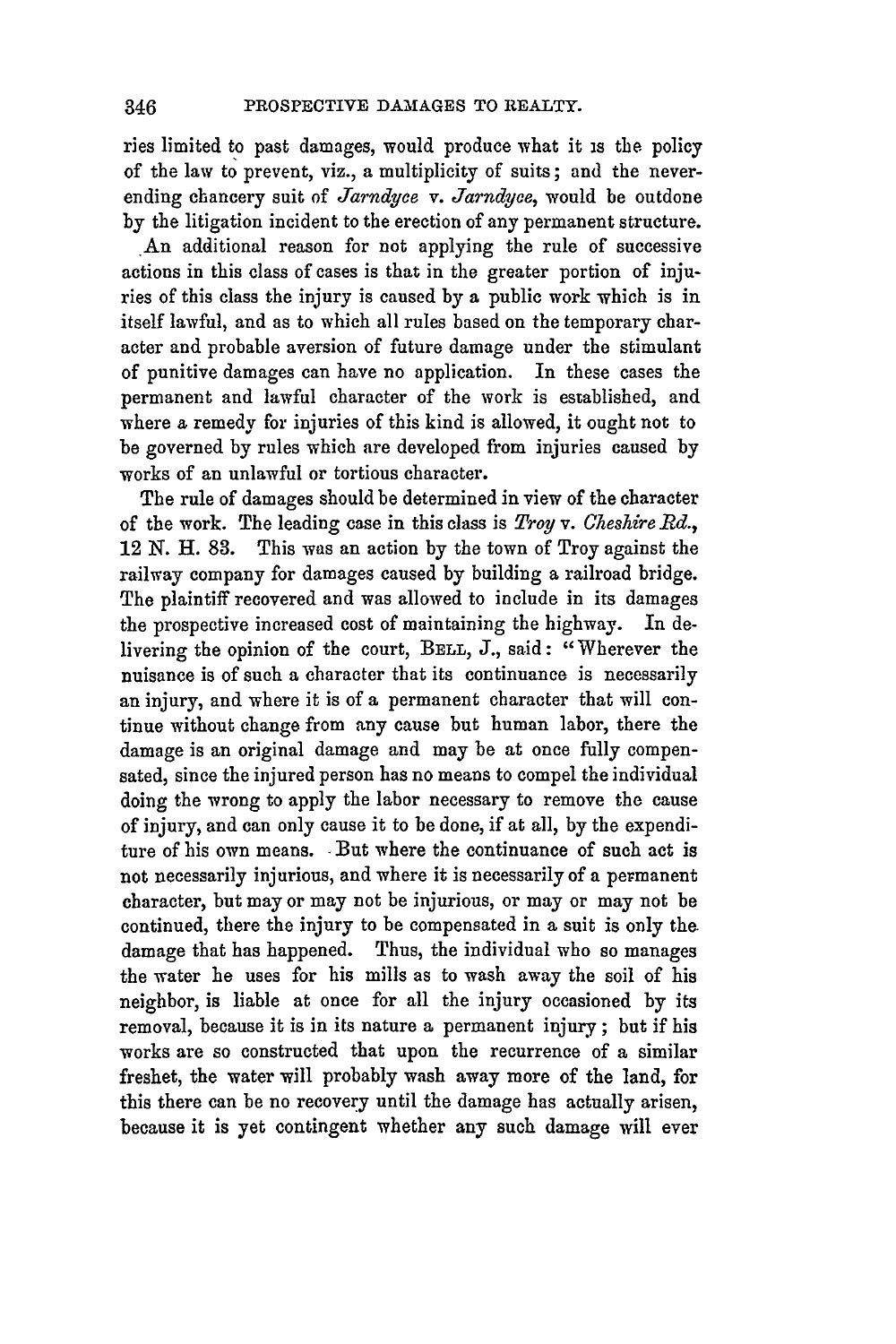ries limited to past damages, would produce what it is the policy of the law to prevent, viz., a multiplicity of suits; and the never-ending chancery suit of *Jarndyce* v. *Jarndyce*, would be outdone by the litigation incident to the erection of any permanent structure.

An additional reason for not applying the rule of successive actions in this class of cases is that in the greater portion of injuries of this class the injury is caused by a public work which is in itself lawful, and as to which all rules based on the temporary character and probable aversion of future damage under the stimulant of punitive damages can have no application. In these cases the permanent and lawful character of the work is established, and where a remedy for injuries of this kind is allowed, it ought not to be governed by rules which are developed from injuries caused by works of an unlawful or tortious character.

The rule of damages should be determined in view of the character of the work. The leading case in this class is *Troy* v. *Cheshire Rd.*, 12 N. H. 83. This was an action by the town of Troy against the railway company for damages caused by building a railroad bridge. The plaintiff recovered and was allowed to include in its damages the prospective increased cost of maintaining the highway. In delivering the opinion of the court, BELL, J., said: "Wherever the nuisance is of such a character that its continuance is necessarily an injury, and where it is of a permanent character that will continue without change from any cause but human labor, there the damage is an original damage and may be at once fully compensated, since the injured person has no means to compel the individual doing the wrong to apply the labor necessary to remove the cause of injury, and can only cause it to be done, if at all, by the expenditure of his own means. But where the continuance of such act is not necessarily injurious, and where it is necessarily of a permanent character, but may or may not be injurious, or may or may not be continued, there the injury to be compensated in a suit is only the damage that has happened. Thus, the individual who so manages the water he uses for his mills as to wash away the soil of his neighbor, is liable at once for all the injury occasioned by its removal, because it is in its nature a permanent injury; but if his works are so constructed that upon the recurrence of a similar freshet, the water will probably wash away more of the land, for this there can be no recovery until the damage has actually arisen, because it is yet contingent whether any such damage will ever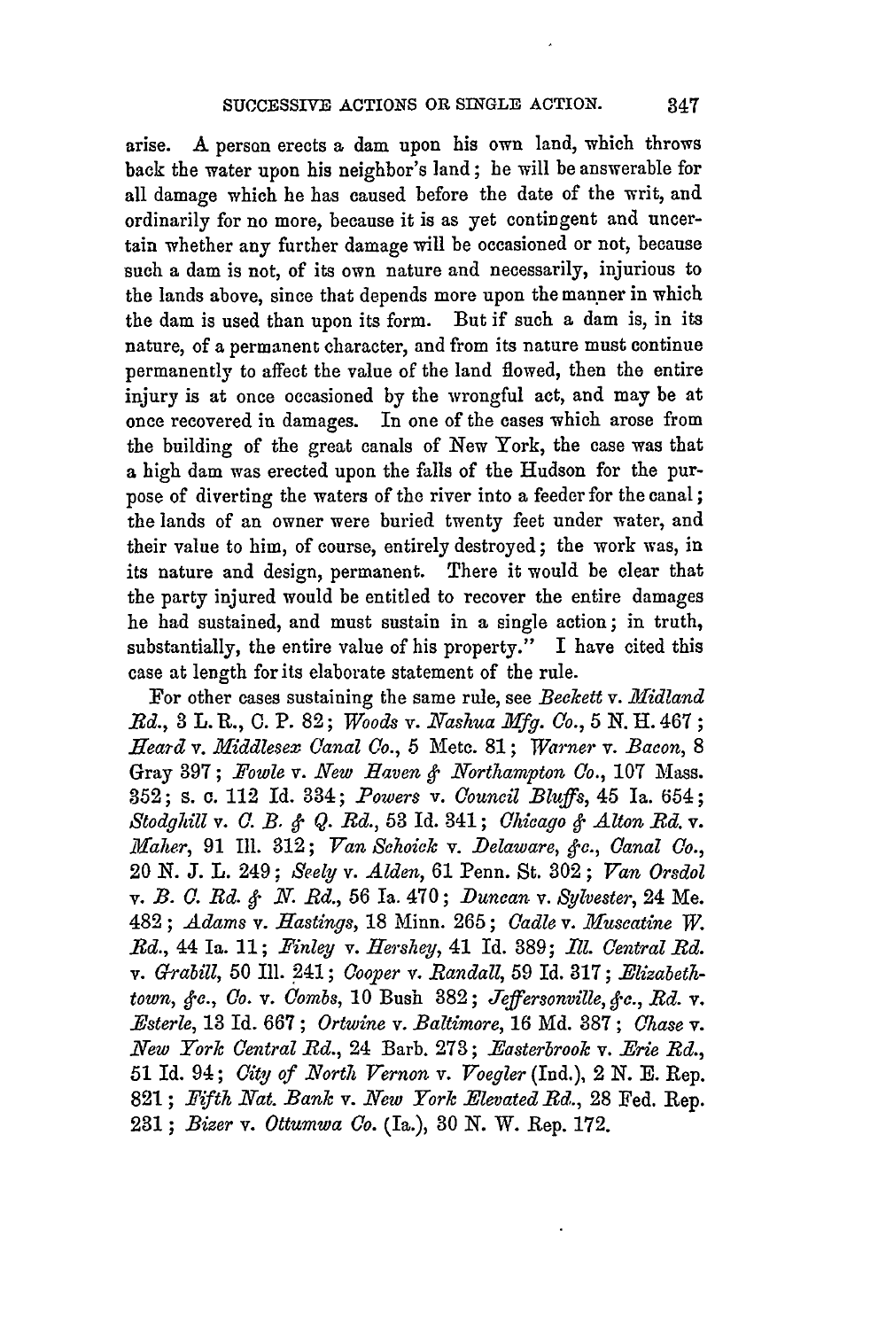arise. A person erects a dam upon his own land, which throws back the water upon his neighbor's land; he will be answerable for all damage which he has caused before the date of the writ, and ordinarily for no more, because it is as yet contingent and uncertain whether any further damage will be occasioned or not, because such a dam is not, of its own nature and necessarily, injurious to the lands above, since that depends more upon the manner in which the dam is used than upon its form. But if such a dam is, in its nature, of a permanent character, and from its nature must continue permanently to affect the value of the land flowed, then the entire injury is at once occasioned by the wrongful act, and may be at once recovered in damages. In one of the cases which arose from the building of the great canals of New York, the case was that a high dam was erected upon the falls of the Hudson for the purpose of diverting the waters of the river into a feeder for the canal; the lands of an owner were buried twenty feet under water, and their value to him, of course, entirely destroyed; the work was, in its nature and design, permanent. There it would be clear that the party injured would be entitled to recover the entire damages he had sustained, and must sustain in a single action; in truth, substantially, the entire value of his property." I have cited this case at length for its elaborate statement of the rule.

For other cases sustaining the same rule, see *Beckett* v. *Midland Rd.*, 3 L. R., C. P. 82; *Woods* v. *Nashua Mfg. Co.*, 5 N. H. 467; *Heard* v. *Middlesex Canal Co.*, 5 Metc. 81; *Warner* v. *Bacon*, 8 Gray 397; *Fowle* v. *New Haven & Northampton Co.*, 107 Mass. 352; s. c. 112 Id. 334; *Powers* v. *Council Bluffs*, 45 Ia. 654; *Stodghill* v. *C. B. & Q. Rd.*, 53 Id. 341; *Chicago & Alton Rd.* v. *Maher*, 91 Ill. 312; *Van Schoick* v. *Delaware, &c., Canal Co.*, 20 N. J. L. 249; *Seely* v. *Alden*, 61 Penn. St. 302; *Van Orsdol* v. *B. C. Rd. & N. Rd.*, 56 Ia. 470; *Duncan* v. *Sylvester*, 24 Me. 482; *Adams* v. *Hastings*, 18 Minn. 265; *Cadle* v. *Muscatine W. Rd.*, 44 Ia. 11; *Finley* v. *Hershey*, 41 Id. 389; *Ill. Central Rd.* v. *Grabill*, 50 Ill. 241; *Cooper* v. *Randall*, 59 Id. 317; *Elizabethtown, &c., Co.* v. *Combs*, 10 Bush 382; *Jeffersonville, &c., Rd.* v. *Esterle*, 13 Id. 667; *Ortwine* v. *Baltimore*, 16 Md. 387; *Chase* v. *New York Central Rd.*, 24 Barb. 273; *Easterbrook* v. *Erie Rd.*, 51 Id. 94; *City of North Vernon* v. *Voegler* (Ind.), 2 N. E. Rep. 821; *Fifth Nat. Bank* v. *New York Elevated Rd.*, 28 Fed. Rep. 231; *Bizer* v. *Ottumwa Co.* (Ia.), 30 N. W. Rep. 172.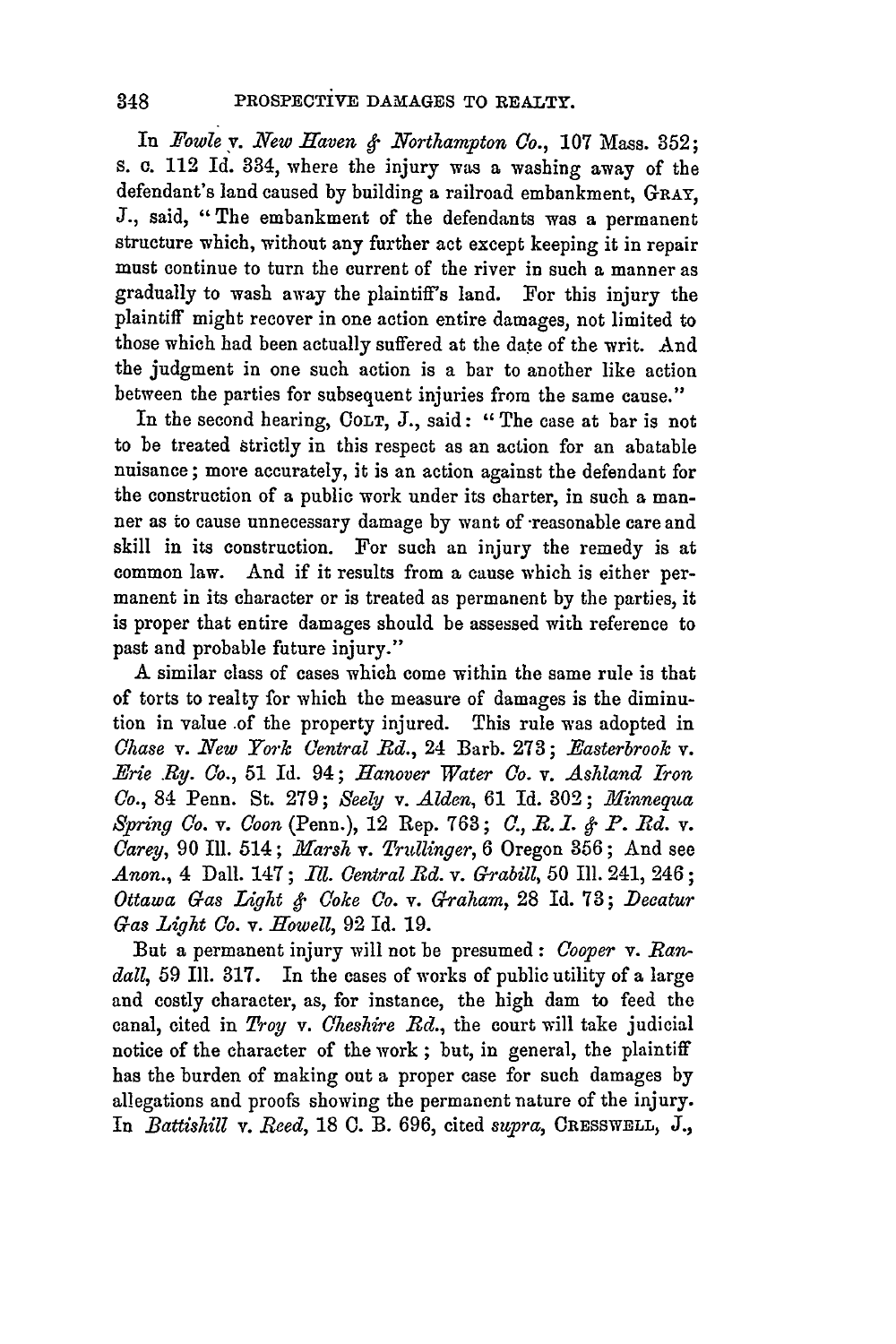In *Fowle* v. *New Haven & Northampton Co.*, 107 Mass. 352; s. c. 112 Id. 334, where the injury was a washing away of the defendant's land caused by building a railroad embankment, GRAY, J., said, "The embankment of the defendants was a permanent structure which, without any further act except keeping it in repair must continue to turn the current of the river in such a manner as gradually to wash away the plaintiff's land. For this injury the plaintiff might recover in one action entire damages, not limited to those which had been actually suffered at the date of the writ. And the judgment in one such action is a bar to another like action between the parties for subsequent injuries from the same cause."

In the second hearing, COLT, J., said: "The case at bar is not to be treated strictly in this respect as an action for an abatable nuisance; more accurately, it is an action against the defendant for the construction of a public work under its charter, in such a manner as to cause unnecessary damage by want of reasonable care and skill in its construction. For such an injury the remedy is at common law. And if it results from a cause which is either permanent in its character or is treated as permanent by the parties, it is proper that entire damages should be assessed with reference to past and probable future injury."

A similar class of cases which come within the same rule is that of torts to realty for which the measure of damages is the diminution in value of the property injured. This rule was adopted in *Chase* v. *New York Central Rd.*, 24 Barb. 273; *Easterbrook* v. *Erie Ry. Co.*, 51 Id. 94; *Hanover Water Co.* v. *Ashland Iron Co.*, 84 Penn. St. 279; *Seely* v. *Alden*, 61 Id. 302; *Minnequa Spring Co.* v. *Coon* (Penn.), 12 Rep. 763; *C., R. I. & P. Rd.* v. *Carey*, 90 Ill. 514; *Marsh* v. *Trullinger*, 6 Oregon 356; And see *Anon.*, 4 Dall. 147; *Ill. Central Rd.* v. *Grabill*, 50 Ill. 241, 246; *Ottawa Gas Light & Coke Co.* v. *Graham*, 28 Id. 73; *Decatur Gas Light Co.* v. *Howell*, 92 Id. 19.

But a permanent injury will not be presumed: *Cooper* v. *Randall*, 59 Ill. 317. In the cases of works of public utility of a large and costly character, as, for instance, the high dam to feed the canal, cited in *Troy* v. *Cheshire Rd.*, the court will take judicial notice of the character of the work; but, in general, the plaintiff has the burden of making out a proper case for such damages by allegations and proofs showing the permanent nature of the injury. In *Battishill* v. *Reed*, 18 C. B. 696, cited *supra*, CRESSWELL, J.,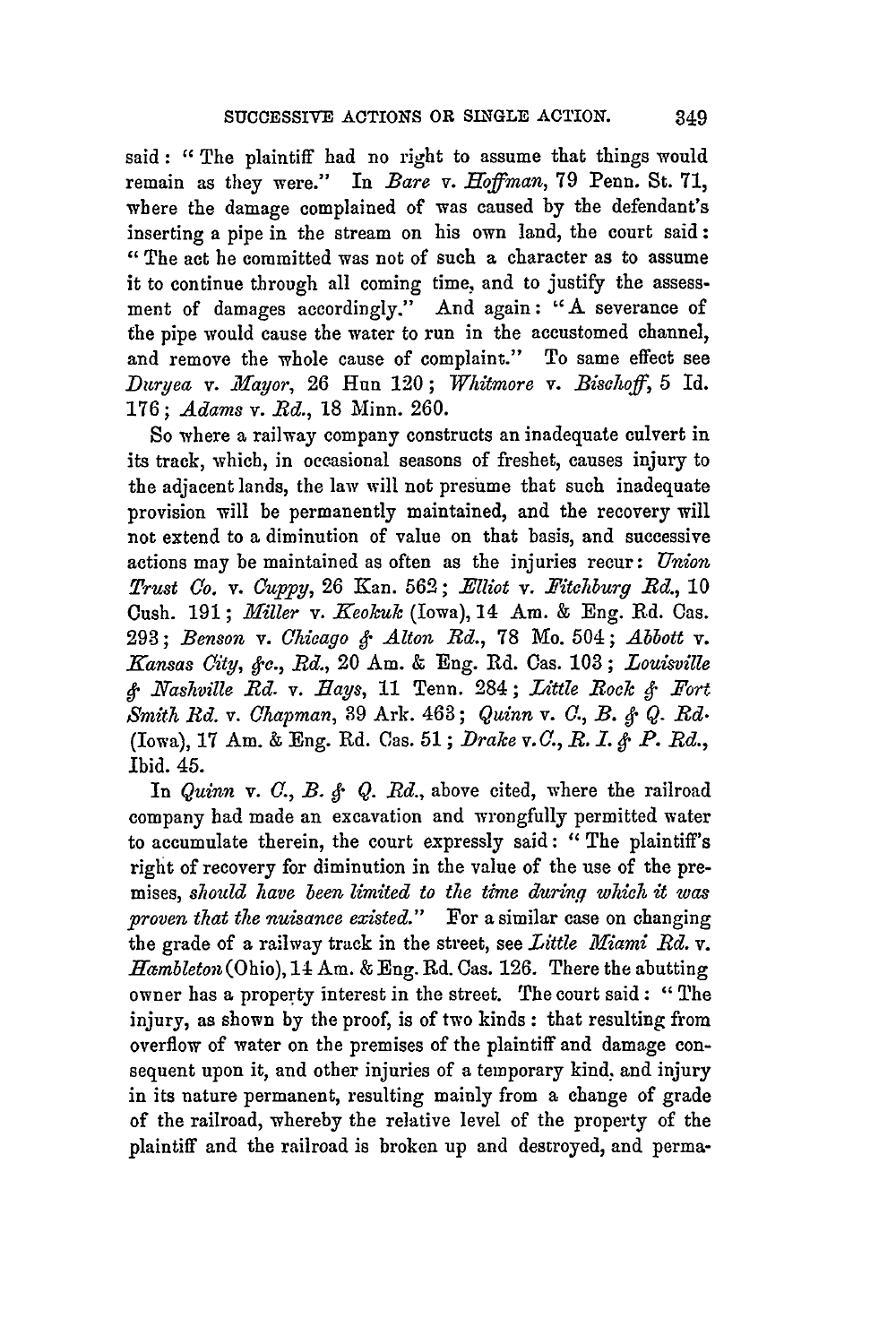said: "The plaintiff had no right to assume that things would remain as they were." In *Bare* v. *Hoffman*, 79 Penn. St. 71, where the damage complained of was caused by the defendant's inserting a pipe in the stream on his own land, the court said: "The act he committed was not of such a character as to assume it to continue through all coming time, and to justify the assessment of damages accordingly." And again: "A severance of the pipe would cause the water to run in the accustomed channel, and remove the whole cause of complaint." To same effect see *Duryea* v. *Mayor*, 26 Hun 120; *Whitmore* v. *Bischoff*, 5 Id. 176; *Adams* v. *Rd.*, 18 Minn. 260.

So where a railway company constructs an inadequate culvert in its track, which, in occasional seasons of freshet, causes injury to the adjacent lands, the law will not presume that such inadequate provision will be permanently maintained, and the recovery will not extend to a diminution of value on that basis, and successive actions may be maintained as often as the injuries recur: *Union Trust Co.* v. *Cuppy*, 26 Kan. 562; *Elliot* v. *Fitchburg Rd.*, 10 Cush. 191; *Miller* v. *Keokuk* (Iowa), 14 Am. & Eng. Rd. Cas. 293; *Benson* v. *Chicago & Alton Rd.*, 78 Mo. 504; *Abbott* v. *Kansas City, &c., Rd.*, 20 Am. & Eng. Rd. Cas. 103; *Louisville & Nashville Rd.* v. *Hays*, 11 Tenn. 284; *Little Rock & Fort Smith Rd.* v. *Chapman*, 39 Ark. 463; *Quinn* v. *C., B. & Q. Rd.* (Iowa), 17 Am. & Eng. Rd. Cas. 51; *Drake* v. *C., R. I. & P. Rd.*, Ibid. 45.

In *Quinn* v. *C., B. & Q. Rd.*, above cited, where the railroad company had made an excavation and wrongfully permitted water to accumulate therein, the court expressly said: "The plaintiff's right of recovery for diminution in the value of the use of the premises, *should have been limited to the time during which it was proven that the nuisance existed.*" For a similar case on changing the grade of a railway track in the street, see *Little Miami Rd.* v. *Hambleton* (Ohio), 14 Am. & Eng. Rd. Cas. 126. There the abutting owner has a property interest in the street. The court said: "The injury, as shown by the proof, is of two kinds: that resulting from overflow of water on the premises of the plaintiff and damage consequent upon it, and other injuries of a temporary kind, and injury in its nature permanent, resulting mainly from a change of grade of the railroad, whereby the relative level of the property of the plaintiff and the railroad is broken up and destroyed, and perma-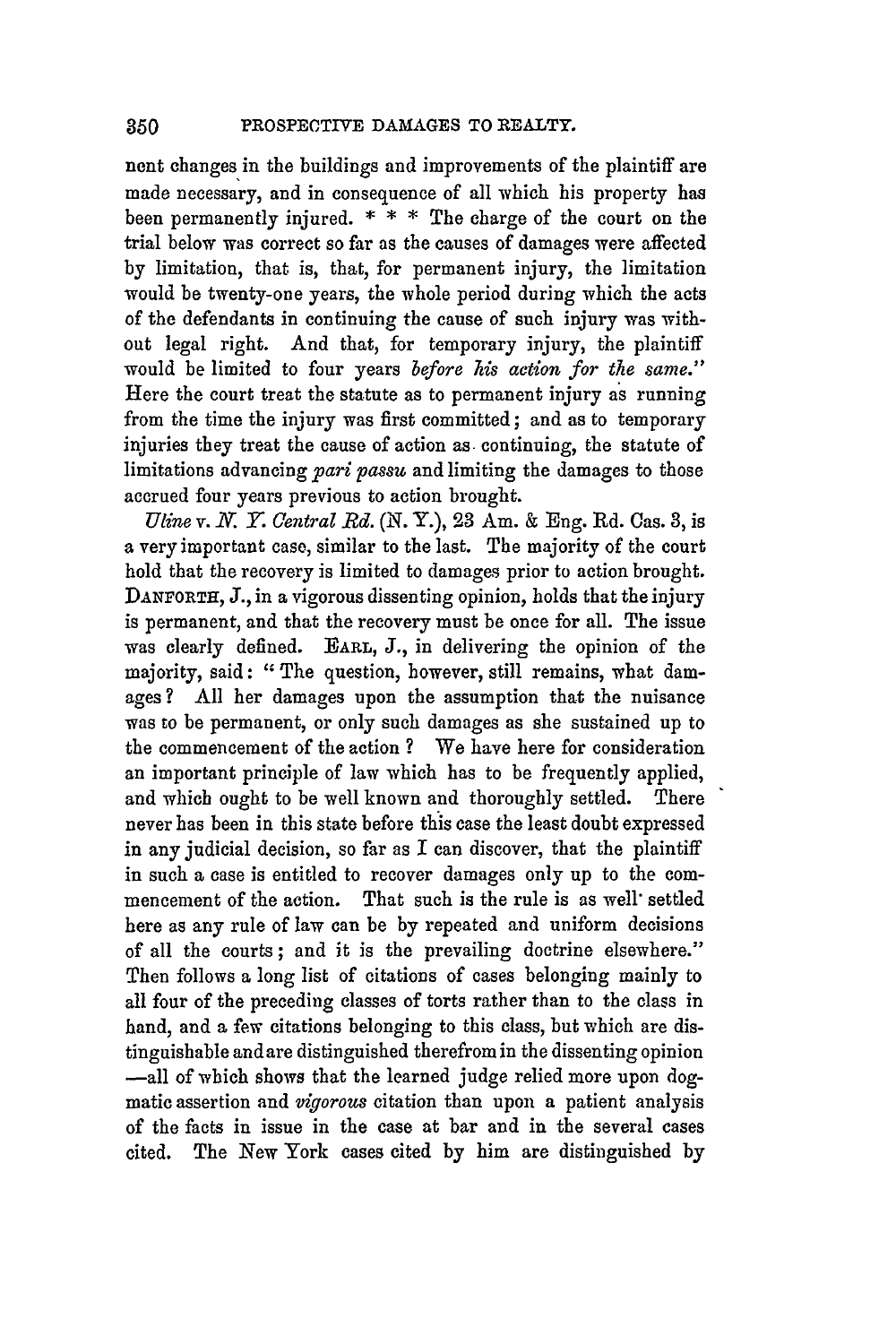nent changes in the buildings and improvements of the plaintiff are made necessary, and in consequence of all which his property has been permanently injured. * * * The charge of the court on the trial below was correct so far as the causes of damages were affected by limitation, that is, that, for permanent injury, the limitation would be twenty-one years, the whole period during which the acts of the defendants in continuing the cause of such injury was without legal right. And that, for temporary injury, the plaintiff would be limited to four years *before his action for the same.*" Here the court treat the statute as to permanent injury as running from the time the injury was first committed; and as to temporary injuries they treat the cause of action as continuing, the statute of limitations advancing *pari passu* and limiting the damages to those accrued four years previous to action brought.

*Uline* v. *N. Y. Central Rd.* (N. Y.), 23 Am. & Eng. Rd. Cas. 3, is a very important case, similar to the last. The majority of the court hold that the recovery is limited to damages prior to action brought. DANFORTH, J., in a vigorous dissenting opinion, holds that the injury is permanent, and that the recovery must be once for all. The issue was clearly defined. EARL, J., in delivering the opinion of the majority, said: "The question, however, still remains, what damages? All her damages upon the assumption that the nuisance was to be permanent, or only such damages as she sustained up to the commencement of the action? We have here for consideration an important principle of law which has to be frequently applied, and which ought to be well known and thoroughly settled. There never has been in this state before this case the least doubt expressed in any judicial decision, so far as I can discover, that the plaintiff in such a case is entitled to recover damages only up to the commencement of the action. That such is the rule is as well settled here as any rule of law can be by repeated and uniform decisions of all the courts; and it is the prevailing doctrine elsewhere." Then follows a long list of citations of cases belonging mainly to all four of the preceding classes of torts rather than to the class in hand, and a few citations belonging to this class, but which are distinguishable and are distinguished therefrom in the dissenting opinion —all of which shows that the learned judge relied more upon dogmatic assertion and *vigorous* citation than upon a patient analysis of the facts in issue in the case at bar and in the several cases cited. The New York cases cited by him are distinguished by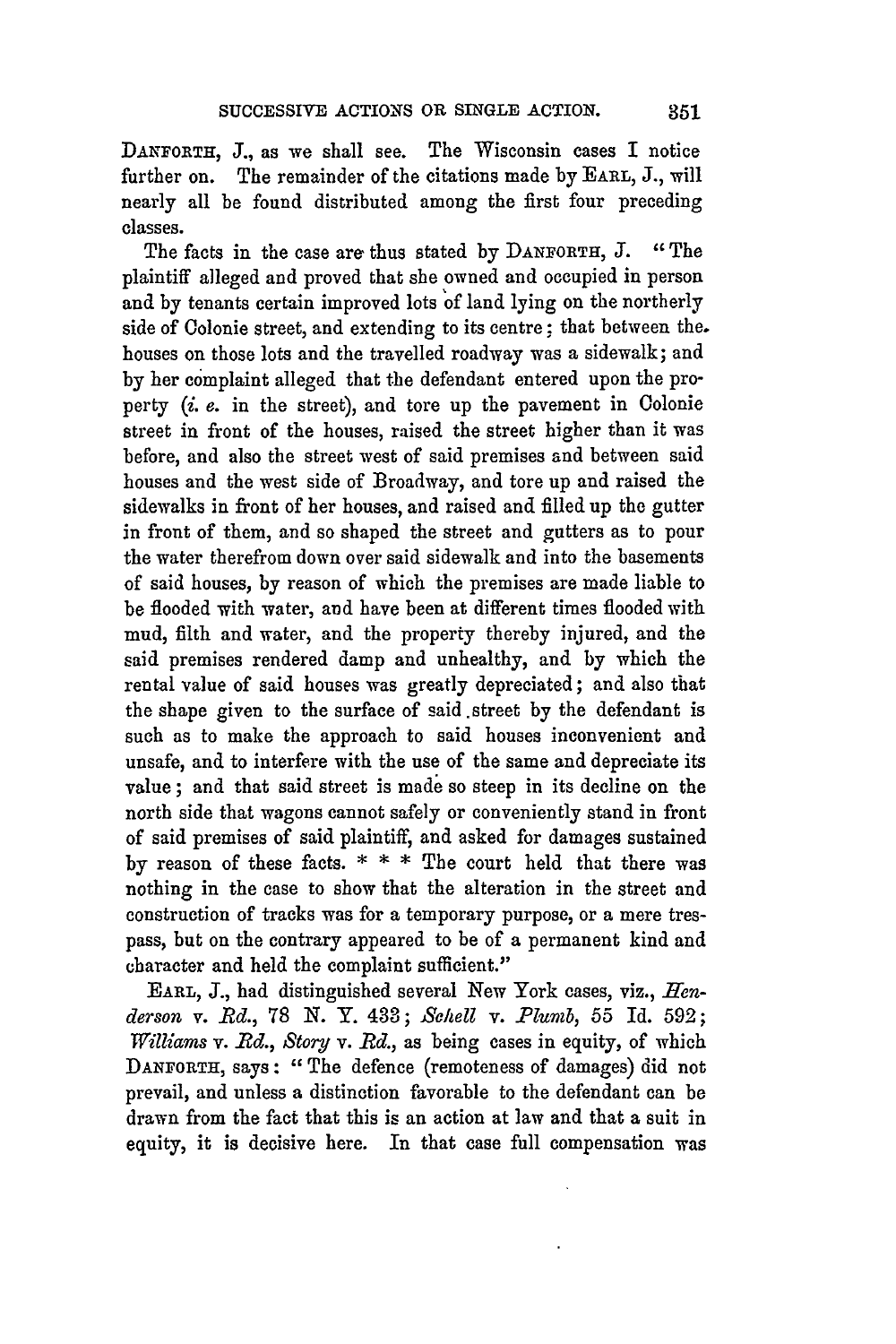DANFORTH, J., as we shall see. The Wisconsin cases I notice further on. The remainder of the citations made by EARL, J., will nearly all be found distributed among the first four preceding classes.

The facts in the case are thus stated by DANFORTH, J. "The plaintiff alleged and proved that she owned and occupied in person and by tenants certain improved lots of land lying on the northerly side of Colonie street, and extending to its centre; that between the houses on those lots and the travelled roadway was a sidewalk; and by her complaint alleged that the defendant entered upon the property (*i. e.* in the street), and tore up the pavement in Colonie street in front of the houses, raised the street higher than it was before, and also the street west of said premises and between said houses and the west side of Broadway, and tore up and raised the sidewalks in front of her houses, and raised and filled up the gutter in front of them, and so shaped the street and gutters as to pour the water therefrom down over said sidewalk and into the basements of said houses, by reason of which the premises are made liable to be flooded with water, and have been at different times flooded with mud, filth and water, and the property thereby injured, and the said premises rendered damp and unhealthy, and by which the rental value of said houses was greatly depreciated; and also that the shape given to the surface of said street by the defendant is such as to make the approach to said houses inconvenient and unsafe, and to interfere with the use of the same and depreciate its value; and that said street is made so steep in its decline on the north side that wagons cannot safely or conveniently stand in front of said premises of said plaintiff, and asked for damages sustained by reason of these facts. * * * The court held that there was nothing in the case to show that the alteration in the street and construction of tracks was for a temporary purpose, or a mere trespass, but on the contrary appeared to be of a permanent kind and character and held the complaint sufficient."

EARL, J., had distinguished several New York cases, viz., *Henderson* v. *Rd.*, 78 N. Y. 433; *Schell* v. *Plumb*, 55 Id. 592; *Williams* v. *Rd.*, *Story* v. *Rd.*, as being cases in equity, of which DANFORTH, says: "The defence (remoteness of damages) did not prevail, and unless a distinction favorable to the defendant can be drawn from the fact that this is an action at law and that a suit in equity, it is decisive here. In that case full compensation was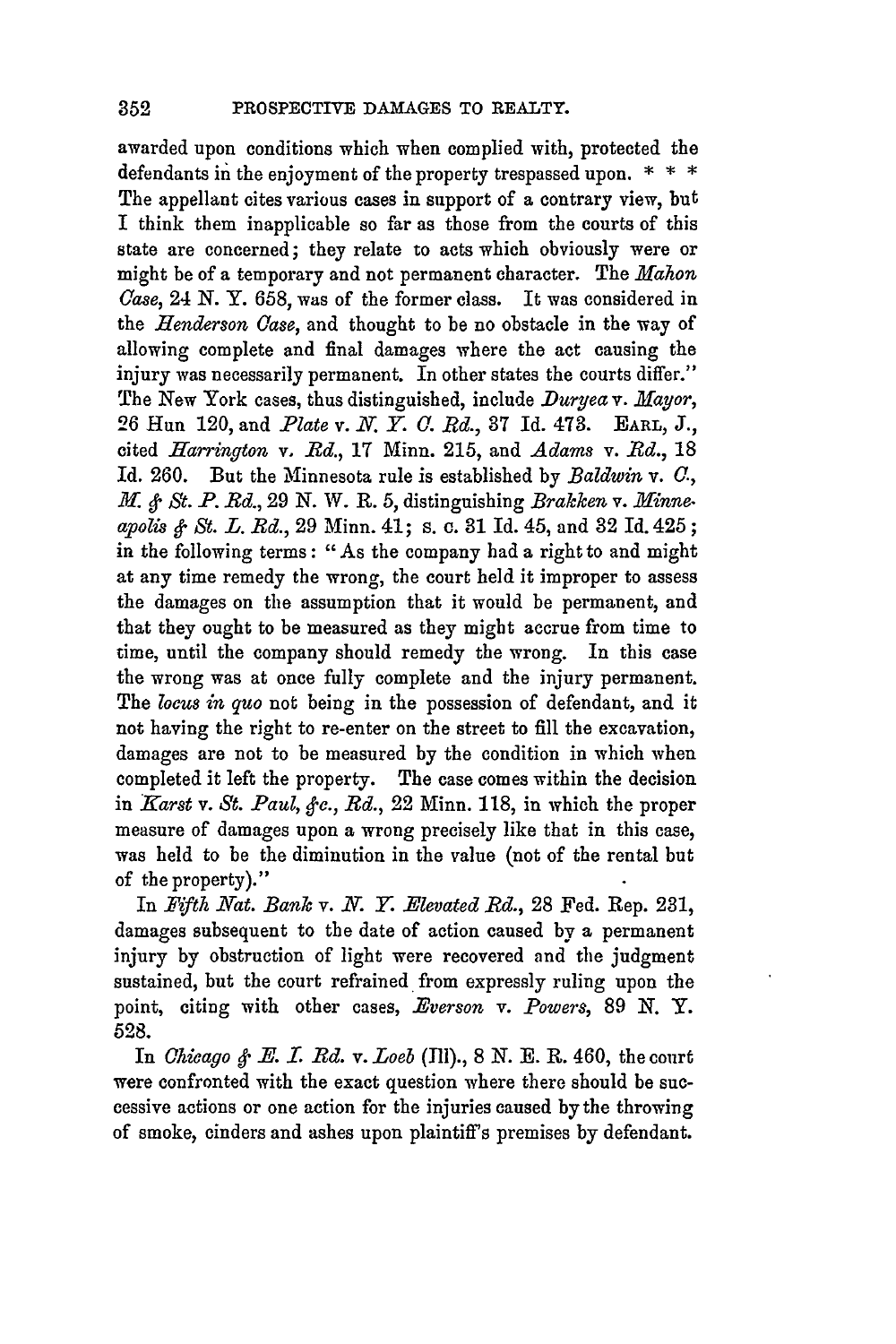awarded upon conditions which when complied with, protected the defendants in the enjoyment of the property trespassed upon. * * * The appellant cites various cases in support of a contrary view, but I think them inapplicable so far as those from the courts of this state are concerned; they relate to acts which obviously were or might be of a temporary and not permanent character. The *Mahon Case*, 24 N. Y. 658, was of the former class. It was considered in the *Henderson Case*, and thought to be no obstacle in the way of allowing complete and final damages where the act causing the injury was necessarily permanent. In other states the courts differ." The New York cases, thus distinguished, include *Duryea* v. *Mayor*, 26 Hun 120, and *Plate* v. *N. Y. C. Rd.*, 37 Id. 473. EARL, J., cited *Harrington* v. *Rd.*, 17 Minn. 215, and *Adams* v. *Rd.*, 18 Id. 260. But the Minnesota rule is established by *Baldwin* v. *C., M. & St. P. Rd.*, 29 N. W. R. 5, distinguishing *Brakken* v. *Minneapolis & St. L. Rd.*, 29 Minn. 41; s. c. 31 Id. 45, and 32 Id. 425; in the following terms: "As the company had a right to and might at any time remedy the wrong, the court held it improper to assess the damages on the assumption that it would be permanent, and that they ought to be measured as they might accrue from time to time, until the company should remedy the wrong. In this case the wrong was at once fully complete and the injury permanent. The *locus in quo* not being in the possession of defendant, and it not having the right to re-enter on the street to fill the excavation, damages are not to be measured by the condition in which when completed it left the property. The case comes within the decision in *Karst* v. *St. Paul, &c., Rd.*, 22 Minn. 118, in which the proper measure of damages upon a wrong precisely like that in this case, was held to be the diminution in the value (not of the rental but of the property)."

In *Fifth Nat. Bank* v. *N. Y. Elevated Rd.*, 28 Fed. Rep. 231, damages subsequent to the date of action caused by a permanent injury by obstruction of light were recovered and the judgment sustained, but the court refrained from expressly ruling upon the point, citing with other cases, *Everson* v. *Powers*, 89 N. Y. 528.

In *Chicago & E. I. Rd.* v. *Loeb* (Ill)., 8 N. E. R. 460, the court were confronted with the exact question where there should be successive actions or one action for the injuries caused by the throwing of smoke, cinders and ashes upon plaintiff's premises by defendant.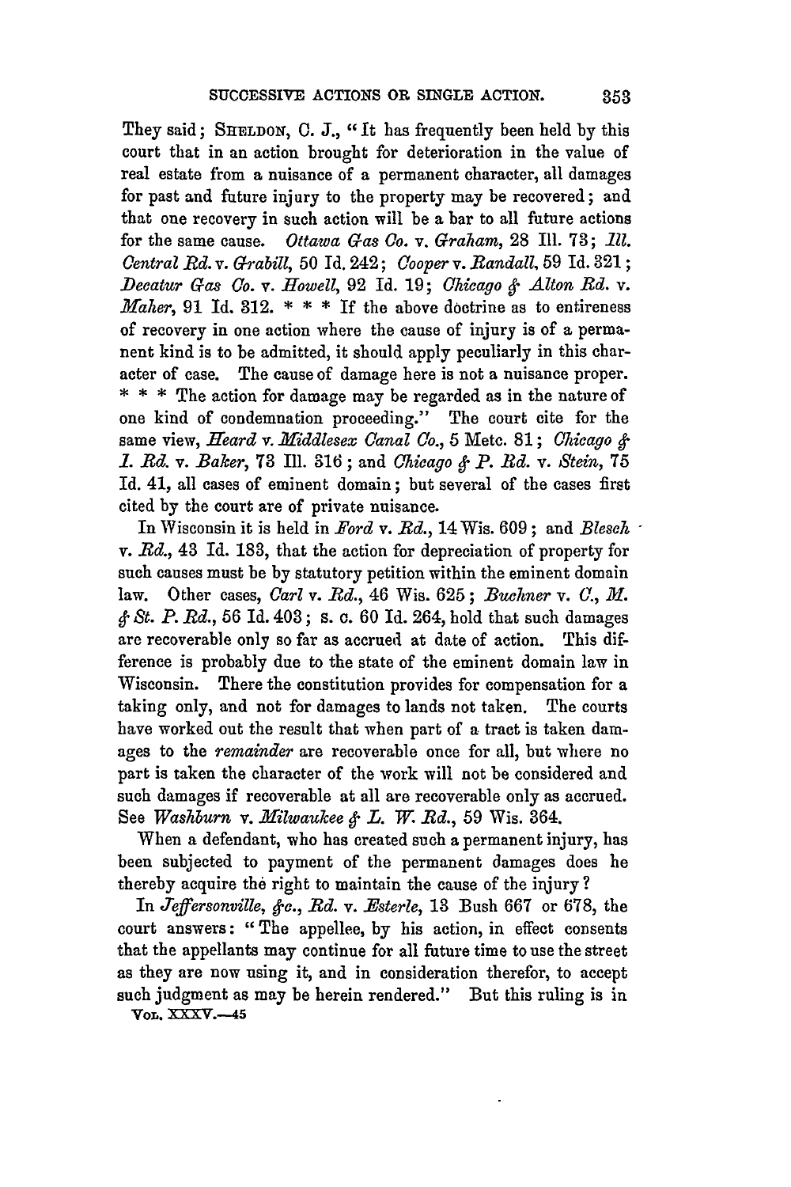They said; SHELDON, C. J., "It has frequently been held by this court that in an action brought for deterioration in the value of real estate from a nuisance of a permanent character, all damages for past and future injury to the property may be recovered; and that one recovery in such action will be a bar to all future actions for the same cause. *Ottawa Gas Co.* v. *Graham*, 28 Ill. 73; *Ill. Central Rd.* v. *Grabill*, 50 Id. 242; *Cooper* v. *Randall*, 59 Id. 321; *Decatur Gas Co.* v. *Howell*, 92 Id. 19; *Chicago & Alton Rd.* v. *Maher*, 91 Id. 312. * * * If the above doctrine as to entireness of recovery in one action where the cause of injury is of a permanent kind is to be admitted, it should apply peculiarly in this character of case. The cause of damage here is not a nuisance proper. * * * The action for damage may be regarded as in the nature of one kind of condemnation proceeding." The court cite for the same view, *Heard* v. *Middlesex Canal Co.*, 5 Metc. 81; *Chicago & I. Rd.* v. *Baker*, 73 Ill. 316; and *Chicago & P. Rd.* v. *Stein*, 75 Id. 41, all cases of eminent domain; but several of the cases first cited by the court are of private nuisance.

In Wisconsin it is held in *Ford* v. *Rd.*, 14 Wis. 609; and *Blesch* v. *Rd.*, 43 Id. 183, that the action for depreciation of property for such causes must be by statutory petition within the eminent domain law. Other cases, *Carl* v. *Rd.*, 46 Wis. 625; *Buchner* v. *C., M. & St. P. Rd.*, 56 Id. 403; S. C. 60 Id. 264, hold that such damages are recoverable only so far as accrued at date of action. This difference is probably due to the state of the eminent domain law in Wisconsin. There the constitution provides for compensation for a taking only, and not for damages to lands not taken. The courts have worked out the result that when part of a tract is taken damages to the *remainder* are recoverable once for all, but where no part is taken the character of the work will not be considered and such damages if recoverable at all are recoverable only as accrued. See *Washburn* v. *Milwaukee & L. W. Rd.*, 59 Wis. 364.

When a defendant, who has created such a permanent injury, has been subjected to payment of the permanent damages does he thereby acquire the right to maintain the cause of the injury?

In *Jeffersonville, &c., Rd.* v. *Esterle*, 13 Bush 667 or 678, the court answers: "The appellee, by his action, in effect consents that the appellants may continue for all future time to use the street as they are now using it, and in consideration therefor, to accept such judgment as may be herein rendered." But this ruling is in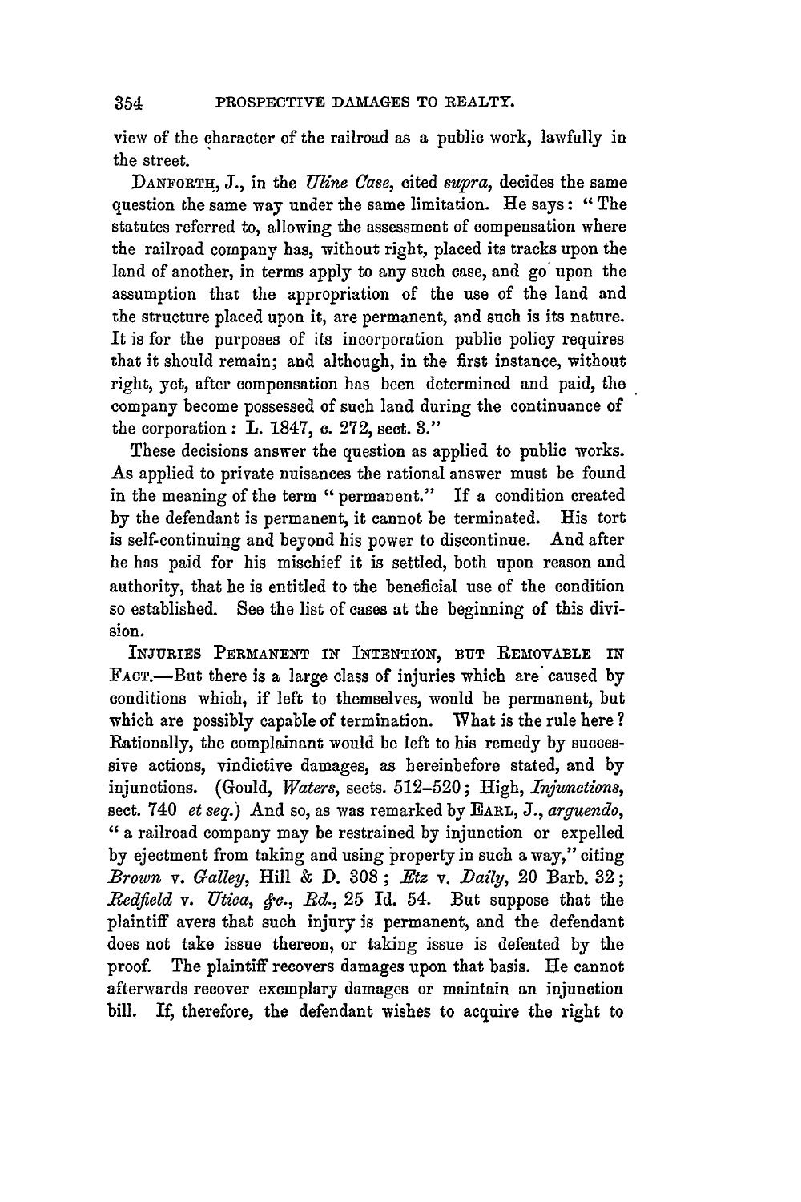view of the character of the railroad as a public work, lawfully in the street.

DANFORTH, J., in the *Uline Case*, cited *supra*, decides the same question the same way under the same limitation. He says: "The statutes referred to, allowing the assessment of compensation where the railroad company has, without right, placed its tracks upon the land of another, in terms apply to any such case, and go upon the assumption that the appropriation of the use of the land and the structure placed upon it, are permanent, and such is its nature. It is for the purposes of its incorporation public policy requires that it should remain; and although, in the first instance, without right, yet, after compensation has been determined and paid, the company become possessed of such land during the continuance of the corporation: L. 1847, c. 272, sect. 3."

These decisions answer the question as applied to public works. As applied to private nuisances the rational answer must be found in the meaning of the term "permanent." If a condition created by the defendant is permanent, it cannot be terminated. His tort is self-continuing and beyond his power to discontinue. And after he has paid for his mischief it is settled, both upon reason and authority, that he is entitled to the beneficial use of the condition so established. See the list of cases at the beginning of this division.

INJURIES PERMANENT IN INTENTION, BUT REMOVABLE IN FACT.—But there is a large class of injuries which are caused by conditions which, if left to themselves, would be permanent, but which are possibly capable of termination. What is the rule here? Rationally, the complainant would be left to his remedy by successive actions, vindictive damages, as hereinbefore stated, and by injunctions. (Gould, *Waters*, sects. 512–520; High, *Injunctions*, sect. 740 *et seq.*) And so, as was remarked by EARL, J., *arguendo*, "a railroad company may be restrained by injunction or expelled by ejectment from taking and using property in such a way," citing *Brown* v. *Galley*, Hill & D. 308; *Etz* v. *Daily*, 20 Barb. 32; *Redfield* v. *Utica, &c., Rd.*, 25 Id. 54. But suppose that the plaintiff avers that such injury is permanent, and the defendant does not take issue thereon, or taking issue is defeated by the proof. The plaintiff recovers damages upon that basis. He cannot afterwards recover exemplary damages or maintain an injunction bill. If, therefore, the defendant wishes to acquire the right to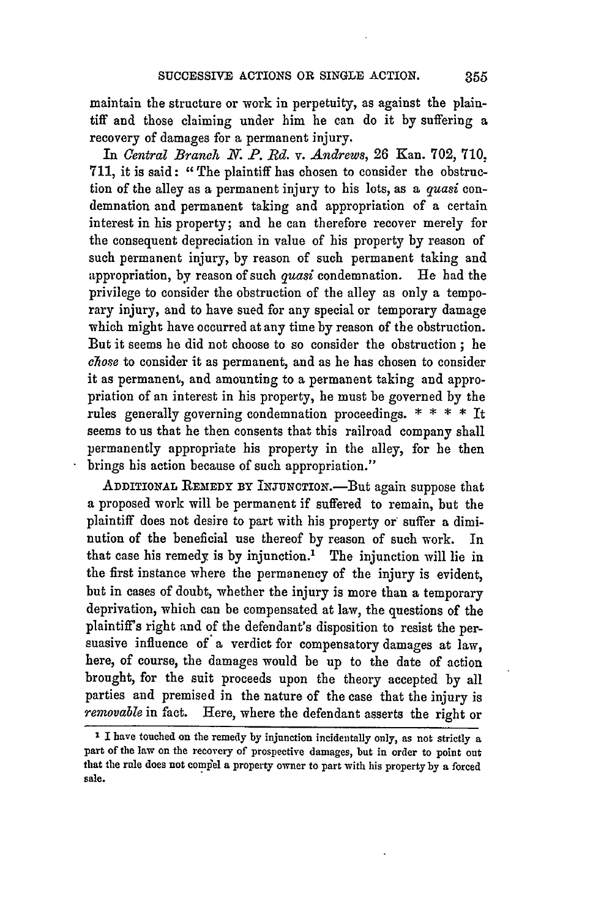maintain the structure or work in perpetuity, as against the plaintiff and those claiming under him he can do it by suffering a recovery of damages for a permanent injury.

In *Central Branch N. P. Rd.* v. *Andrews*, 26 Kan. 702, 710, 711, it is said: "The plaintiff has chosen to consider the obstruction of the alley as a permanent injury to his lots, as a *quasi* condemnation and permanent taking and appropriation of a certain interest in his property; and he can therefore recover merely for the consequent depreciation in value of his property by reason of such permanent injury, by reason of such permanent taking and appropriation, by reason of such *quasi* condemnation. He had the privilege to consider the obstruction of the alley as only a temporary injury, and to have sued for any special or temporary damage which might have occurred at any time by reason of the obstruction. But it seems he did not choose to so consider the obstruction; he *chose* to consider it as permanent, and as he has chosen to consider it as permanent, and amounting to a permanent taking and appropriation of an interest in his property, he must be governed by the rules generally governing condemnation proceedings. * * * * It seems to us that he then consents that this railroad company shall permanently appropriate his property in the alley, for he then brings his action because of such appropriation."

ADDITIONAL REMEDY BY INJUNCTION.—But again suppose that a proposed work will be permanent if suffered to remain, but the plaintiff does not desire to part with his property or suffer a diminution of the beneficial use thereof by reason of such work. In that case his remedy is by injunction.[1] The injunction will lie in the first instance where the permanency of the injury is evident, but in cases of doubt, whether the injury is more than a temporary deprivation, which can be compensated at law, the questions of the plaintiff's right and of the defendant's disposition to resist the persuasive influence of a verdict for compensatory damages at law, here, of course, the damages would be up to the date of action brought, for the suit proceeds upon the theory accepted by all parties and premised in the nature of the case that the injury is *removable* in fact. Here, where the defendant asserts the right or

[1] I have touched on the remedy by injunction incidentally only, as not strictly a part of the law on the recovery of prospective damages, but in order to point out that the rule does not compel a property owner to part with his property by a forced sale.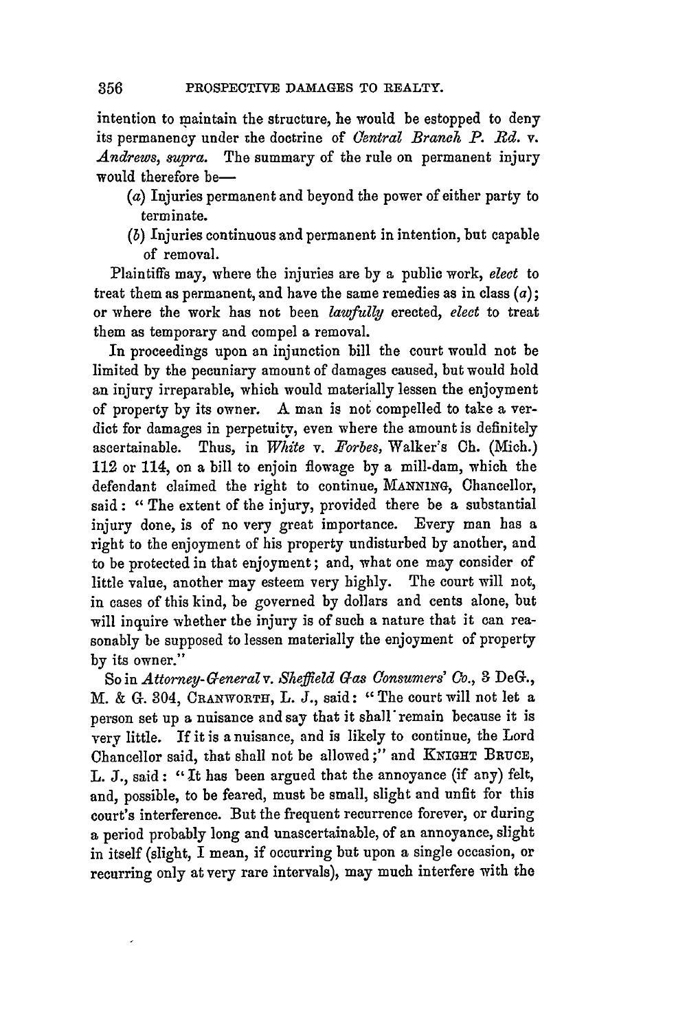intention to maintain the structure, he would be estopped to deny its permanency under the doctrine of *Central Branch P. Rd.* v. *Andrews*, *supra*. The summary of the rule on permanent injury would therefore be—

(*a*) Injuries permanent and beyond the power of either party to terminate.

(*b*) Injuries continuous and permanent in intention, but capable of removal.

Plaintiffs may, where the injuries are by a public work, *elect* to treat them as permanent, and have the same remedies as in class (*a*); or where the work has not been *lawfully* erected, *elect* to treat them as temporary and compel a removal.

In proceedings upon an injunction bill the court would not be limited by the pecuniary amount of damages caused, but would hold an injury irreparable, which would materially lessen the enjoyment of property by its owner. A man is not compelled to take a verdict for damages in perpetuity, even where the amount is definitely ascertainable. Thus, in *White* v. *Forbes*, Walker's Ch. (Mich.) 112 or 114, on a bill to enjoin flowage by a mill-dam, which the defendant claimed the right to continue, MANNING, Chancellor, said: "The extent of the injury, provided there be a substantial injury done, is of no very great importance. Every man has a right to the enjoyment of his property undisturbed by another, and to be protected in that enjoyment; and, what one may consider of little value, another may esteem very highly. The court will not, in cases of this kind, be governed by dollars and cents alone, but will inquire whether the injury is of such a nature that it can reasonably be supposed to lessen materially the enjoyment of property by its owner."

So in *Attorney-General* v. *Sheffield Gas Consumers' Co.*, 3 DeG., M. & G. 304, CRANWORTH, L. J., said: "The court will not let a person set up a nuisance and say that it shall remain because it is very little. If it is a nuisance, and is likely to continue, the Lord Chancellor said, that shall not be allowed;" and KNIGHT BRUCE, L. J., said: "It has been argued that the annoyance (if any) felt, and, possible, to be feared, must be small, slight and unfit for this court's interference. But the frequent recurrence forever, or during a period probably long and unascertainable, of an annoyance, slight in itself (slight, I mean, if occurring but upon a single occasion, or recurring only at very rare intervals), may much interfere with the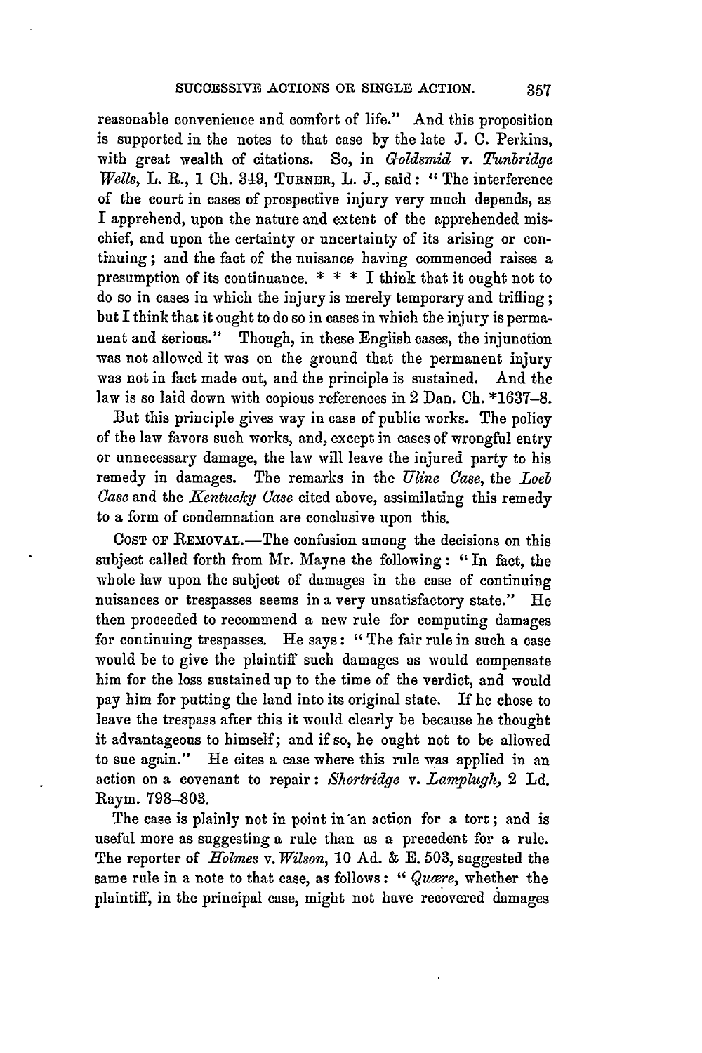reasonable convenience and comfort of life." And this proposition is supported in the notes to that case by the late J. C. Perkins, with great wealth of citations. So, in *Goldsmid* v. *Tunbridge Wells*, L. R., 1 Ch. 349, TURNER, L. J., said: "The interference of the court in cases of prospective injury very much depends, as I apprehend, upon the nature and extent of the apprehended mischief, and upon the certainty or uncertainty of its arising or continuing; and the fact of the nuisance having commenced raises a presumption of its continuance. * * * I think that it ought not to do so in cases in which the injury is merely temporary and trifling; but I think that it ought to do so in cases in which the injury is permanent and serious." Though, in these English cases, the injunction was not allowed it was on the ground that the permanent injury was not in fact made out, and the principle is sustained. And the law is so laid down with copious references in 2 Dan. Ch. *1637-8.

But this principle gives way in case of public works. The policy of the law favors such works, and, except in cases of wrongful entry or unnecessary damage, the law will leave the injured party to his remedy in damages. The remarks in the *Uline Case*, the *Loeb Case* and the *Kentucky Case* cited above, assimilating this remedy to a form of condemnation are conclusive upon this.

COST OF REMOVAL.—The confusion among the decisions on this subject called forth from Mr. Mayne the following: "In fact, the whole law upon the subject of damages in the case of continuing nuisances or trespasses seems in a very unsatisfactory state." He then proceeded to recommend a new rule for computing damages for continuing trespasses. He says: "The fair rule in such a case would be to give the plaintiff such damages as would compensate him for the loss sustained up to the time of the verdict, and would pay him for putting the land into its original state. If he chose to leave the trespass after this it would clearly be because he thought it advantageous to himself; and if so, he ought not to be allowed to sue again." He cites a case where this rule was applied in an action on a covenant to repair: *Shortridge* v. *Lamplugh*, 2 Ld. Raym. 798-803.

The case is plainly not in point in an action for a tort; and is useful more as suggesting a rule than as a precedent for a rule. The reporter of *Holmes* v. *Wilson*, 10 Ad. & E. 503, suggested the same rule in a note to that case, as follows: "*Quære*, whether the plaintiff, in the principal case, might not have recovered damages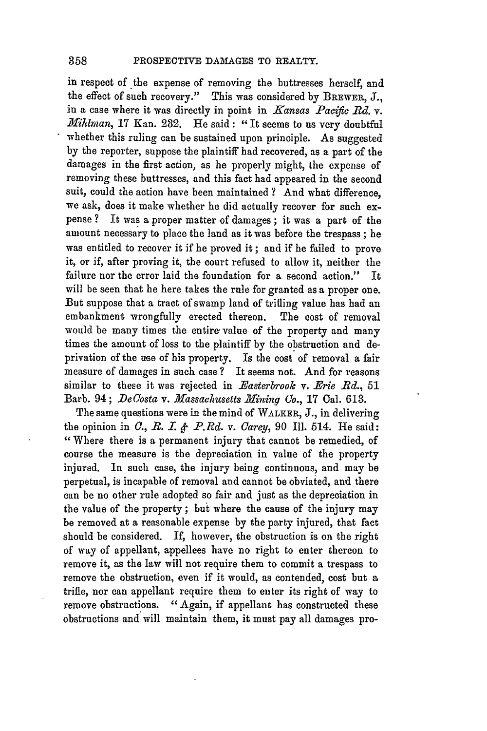in respect of the expense of removing the buttresses herself, and the effect of such recovery." This was considered by BREWER, J., in a case where it was directly in point in *Kansas Pacific Rd.* v. *Mihlman*, 17 Kan. 232. He said: "It seems to us very doubtful whether this ruling can be sustained upon principle. As suggested by the reporter, suppose the plaintiff had recovered, as a part of the damages in the first action, as he properly might, the expense of removing these buttresses, and this fact had appeared in the second suit, could the action have been maintained? And what difference, we ask, does it make whether he did actually recover for such expense? It was a proper matter of damages; it was a part of the amount necessary to place the land as it was before the trespass; he was entitled to recover it if he proved it; and if he failed to prove it, or if, after proving it, the court refused to allow it, neither the failure nor the error laid the foundation for a second action." It will be seen that he here takes the rule for granted as a proper one. But suppose that a tract of swamp land of trifling value has had an embankment wrongfully erected thereon. The cost of removal would be many times the entire value of the property and many times the amount of loss to the plaintiff by the obstruction and deprivation of the use of his property. Is the cost of removal a fair measure of damages in such case? It seems not. And for reasons similar to these it was rejected in *Easterbrook* v. *Erie Rd.*, 51 Barb. 94; *DeCosta* v. *Massachusetts Mining Co.*, 17 Cal. 613.

The same questions were in the mind of WALKER, J., in delivering the opinion in *C., R. I. & P. Rd.* v. *Carey*, 90 Ill. 514. He said: "Where there is a permanent injury that cannot be remedied, of course the measure is the depreciation in value of the property injured. In such case, the injury being continuous, and may be perpetual, is incapable of removal and cannot be obviated, and there can be no other rule adopted so fair and just as the depreciation in the value of the property; but where the cause of the injury may be removed at a reasonable expense by the party injured, that fact should be considered. If, however, the obstruction is on the right of way of appellant, appellees have no right to enter thereon to remove it, as the law will not require them to commit a trespass to remove the obstruction, even if it would, as contended, cost but a trifle, nor can appellant require them to enter its right of way to remove obstructions. "Again, if appellant has constructed these obstructions and will maintain them, it must pay all damages pro-